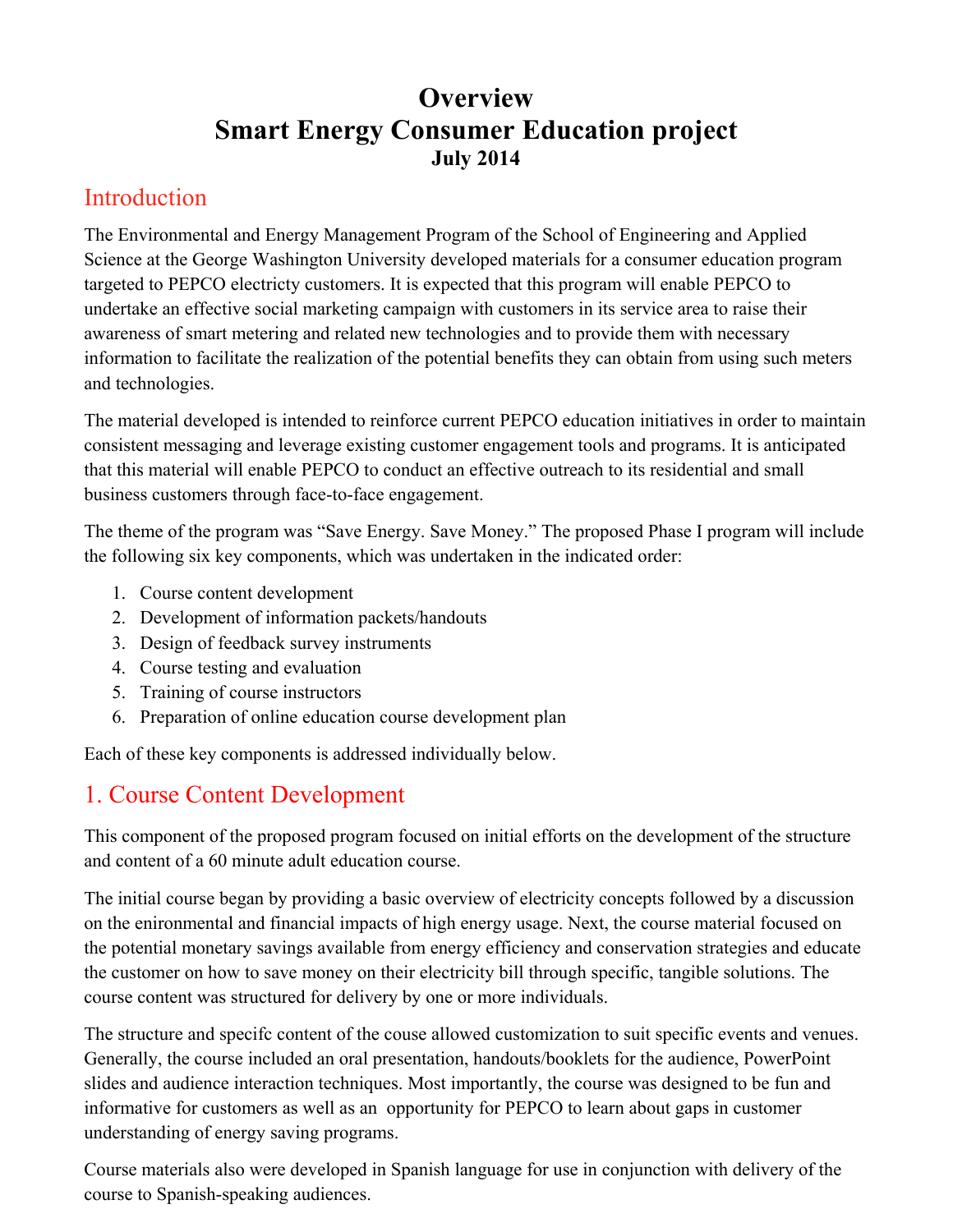# Overview
# Smart Energy Consumer Education project
### July 2014

## Introduction

The Environmental and Energy Management Program of the School of Engineering and Applied Science at the George Washington University developed materials for a consumer education program targeted to PEPCO electricty customers. It is expected that this program will enable PEPCO to undertake an effective social marketing campaign with customers in its service area to raise their awareness of smart metering and related new technologies and to provide them with necessary information to facilitate the realization of the potential benefits they can obtain from using such meters and technologies.

The material developed is intended to reinforce current PEPCO education initiatives in order to maintain consistent messaging and leverage existing customer engagement tools and programs. It is anticipated that this material will enable PEPCO to conduct an effective outreach to its residential and small business customers through face-to-face engagement.

The theme of the program was "Save Energy. Save Money." The proposed Phase I program will include the following six key components, which was undertaken in the indicated order:

1. Course content development
2. Development of information packets/handouts
3. Design of feedback survey instruments
4. Course testing and evaluation
5. Training of course instructors
6. Preparation of online education course development plan

Each of these key components is addressed individually below.

## 1. Course Content Development

This component of the proposed program focused on initial efforts on the development of the structure and content of a 60 minute adult education course.

The initial course began by providing a basic overview of electricity concepts followed by a discussion on the enironmental and financial impacts of high energy usage. Next, the course material focused on the potential monetary savings available from energy efficiency and conservation strategies and educate the customer on how to save money on their electricity bill through specific, tangible solutions. The course content was structured for delivery by one or more individuals.

The structure and specifc content of the couse allowed customization to suit specific events and venues. Generally, the course included an oral presentation, handouts/booklets for the audience, PowerPoint slides and audience interaction techniques. Most importantly, the course was designed to be fun and informative for customers as well as an opportunity for PEPCO to learn about gaps in customer understanding of energy saving programs.

Course materials also were developed in Spanish language for use in conjunction with delivery of the course to Spanish-speaking audiences.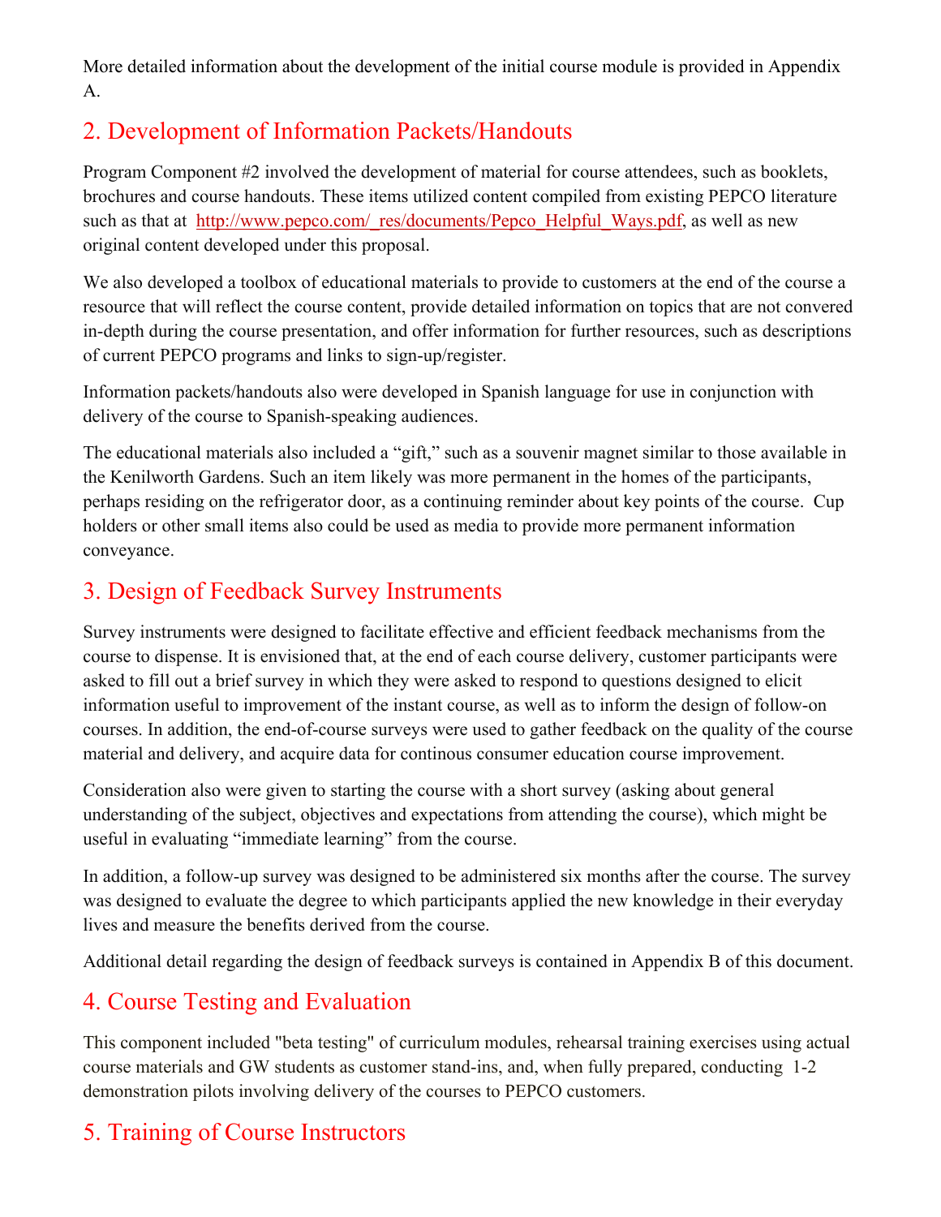More detailed information about the development of the initial course module is provided in Appendix A.

## 2. Development of Information Packets/Handouts

Program Component #2 involved the development of material for course attendees, such as booklets, brochures and course handouts. These items utilized content compiled from existing PEPCO literature such as that at http://www.pepco.com/_res/documents/Pepco_Helpful_Ways.pdf, as well as new original content developed under this proposal.

We also developed a toolbox of educational materials to provide to customers at the end of the course a resource that will reflect the course content, provide detailed information on topics that are not convered in-depth during the course presentation, and offer information for further resources, such as descriptions of current PEPCO programs and links to sign-up/register.

Information packets/handouts also were developed in Spanish language for use in conjunction with delivery of the course to Spanish-speaking audiences.

The educational materials also included a "gift," such as a souvenir magnet similar to those available in the Kenilworth Gardens. Such an item likely was more permanent in the homes of the participants, perhaps residing on the refrigerator door, as a continuing reminder about key points of the course. Cup holders or other small items also could be used as media to provide more permanent information conveyance.

## 3. Design of Feedback Survey Instruments

Survey instruments were designed to facilitate effective and efficient feedback mechanisms from the course to dispense. It is envisioned that, at the end of each course delivery, customer participants were asked to fill out a brief survey in which they were asked to respond to questions designed to elicit information useful to improvement of the instant course, as well as to inform the design of follow-on courses. In addition, the end-of-course surveys were used to gather feedback on the quality of the course material and delivery, and acquire data for continous consumer education course improvement.

Consideration also were given to starting the course with a short survey (asking about general understanding of the subject, objectives and expectations from attending the course), which might be useful in evaluating "immediate learning" from the course.

In addition, a follow-up survey was designed to be administered six months after the course. The survey was designed to evaluate the degree to which participants applied the new knowledge in their everyday lives and measure the benefits derived from the course.

Additional detail regarding the design of feedback surveys is contained in Appendix B of this document.

## 4. Course Testing and Evaluation

This component included "beta testing" of curriculum modules, rehearsal training exercises using actual course materials and GW students as customer stand-ins, and, when fully prepared, conducting 1-2 demonstration pilots involving delivery of the courses to PEPCO customers.

## 5. Training of Course Instructors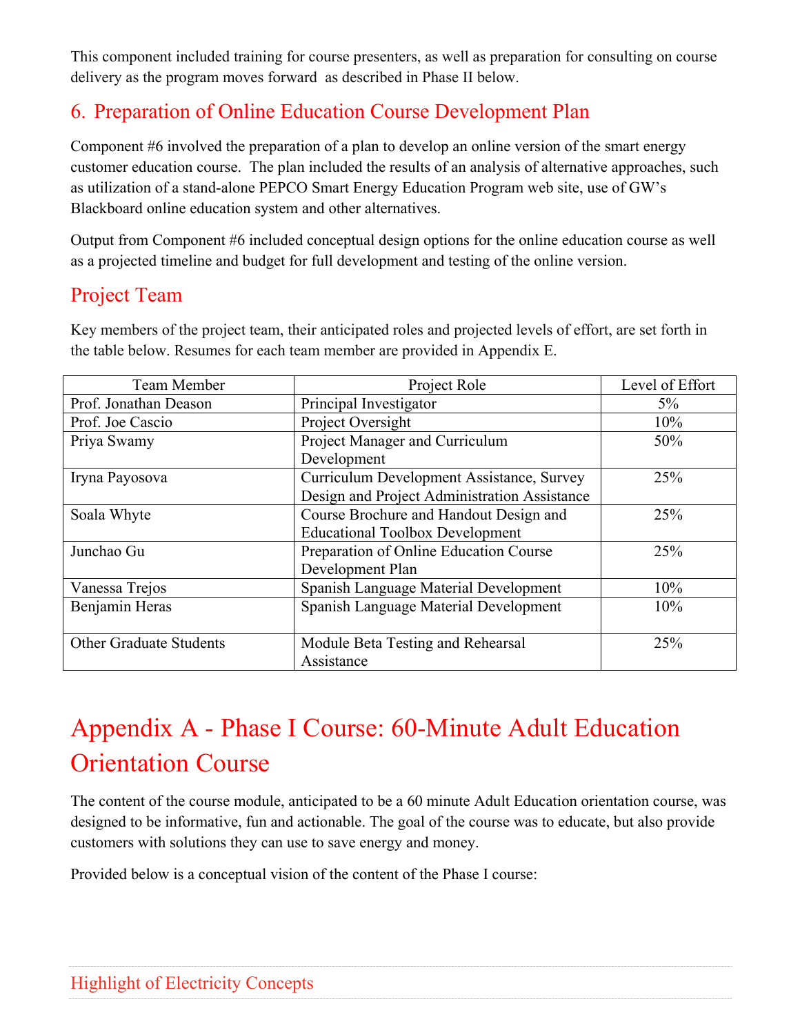This component included training for course presenters, as well as preparation for consulting on course delivery as the program moves forward as described in Phase II below.

## 6. Preparation of Online Education Course Development Plan

Component #6 involved the preparation of a plan to develop an online version of the smart energy customer education course. The plan included the results of an analysis of alternative approaches, such as utilization of a stand-alone PEPCO Smart Energy Education Program web site, use of GW's Blackboard online education system and other alternatives.

Output from Component #6 included conceptual design options for the online education course as well as a projected timeline and budget for full development and testing of the online version.

## Project Team

Key members of the project team, their anticipated roles and projected levels of effort, are set forth in the table below. Resumes for each team member are provided in Appendix E.

| Team Member | Project Role | Level of Effort |
|---|---|---|
| Prof. Jonathan Deason | Principal Investigator | 5% |
| Prof. Joe Cascio | Project Oversight | 10% |
| Priya Swamy | Project Manager and Curriculum Development | 50% |
| Iryna Payosova | Curriculum Development Assistance, Survey Design and Project Administration Assistance | 25% |
| Soala Whyte | Course Brochure and Handout Design and Educational Toolbox Development | 25% |
| Junchao Gu | Preparation of Online Education Course Development Plan | 25% |
| Vanessa Trejos | Spanish Language Material Development | 10% |
| Benjamin Heras | Spanish Language Material Development | 10% |
| Other Graduate Students | Module Beta Testing and Rehearsal Assistance | 25% |

# Appendix A - Phase I Course: 60-Minute Adult Education Orientation Course

The content of the course module, anticipated to be a 60 minute Adult Education orientation course, was designed to be informative, fun and actionable. The goal of the course was to educate, but also provide customers with solutions they can use to save energy and money.

Provided below is a conceptual vision of the content of the Phase I course:

### Highlight of Electricity Concepts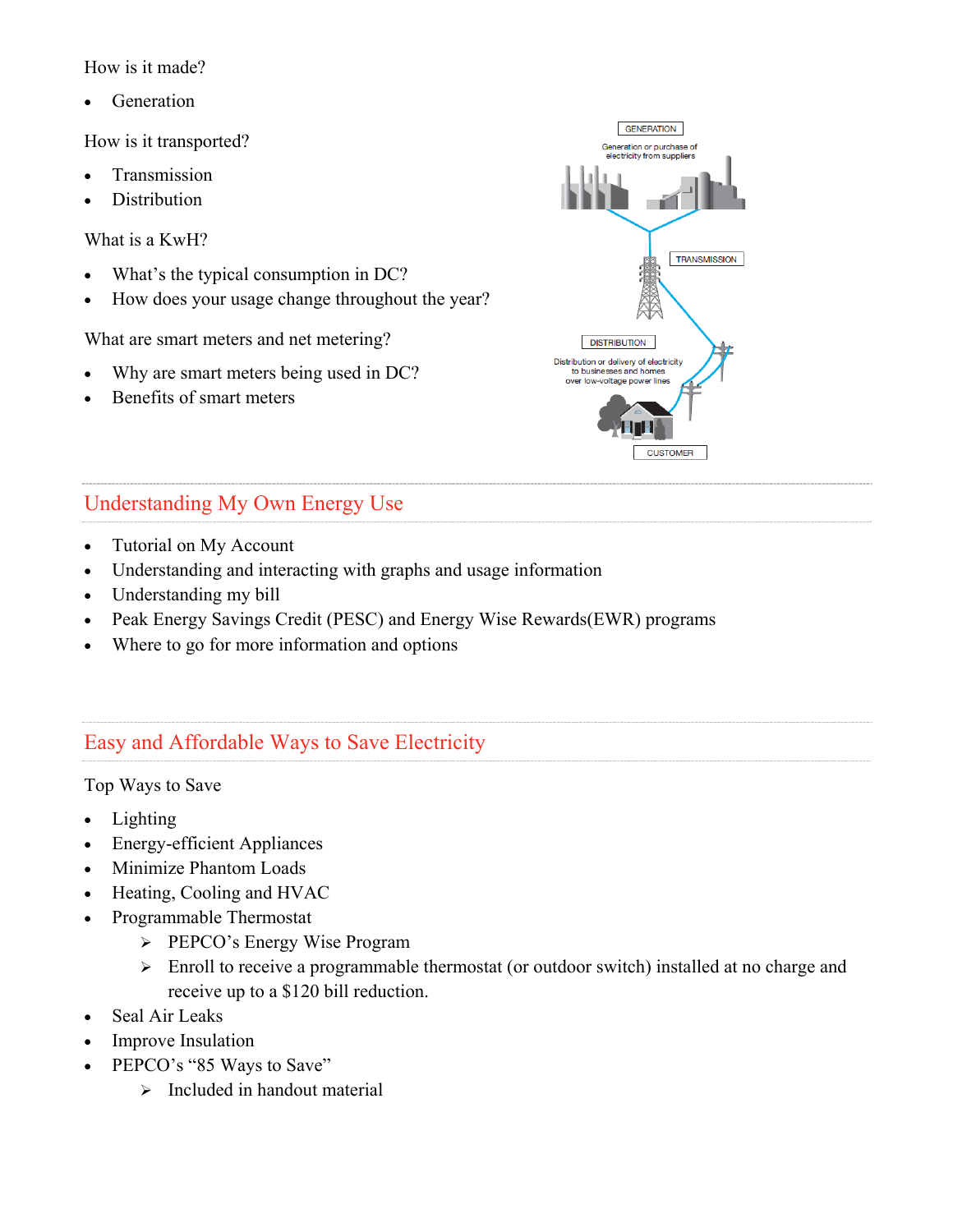How is it made?

- Generation

How is it transported?

- Transmission
- Distribution

What is a KwH?

- What's the typical consumption in DC?
- How does your usage change throughout the year?

What are smart meters and net metering?

- Why are smart meters being used in DC?
- Benefits of smart meters

GENERATION

Generation or purchase of electricity from suppliers

TRANSMISSION

DISTRIBUTION

Distribution or delivery of electricity to businesses and homes over low-voltage power lines

CUSTOMER

## Understanding My Own Energy Use

- Tutorial on My Account
- Understanding and interacting with graphs and usage information
- Understanding my bill
- Peak Energy Savings Credit (PESC) and Energy Wise Rewards(EWR) programs
- Where to go for more information and options

## Easy and Affordable Ways to Save Electricity

Top Ways to Save

- Lighting
- Energy-efficient Appliances
- Minimize Phantom Loads
- Heating, Cooling and HVAC
- Programmable Thermostat
  - PEPCO's Energy Wise Program
  - Enroll to receive a programmable thermostat (or outdoor switch) installed at no charge and receive up to a $120 bill reduction.
- Seal Air Leaks
- Improve Insulation
- PEPCO's "85 Ways to Save"
  - Included in handout material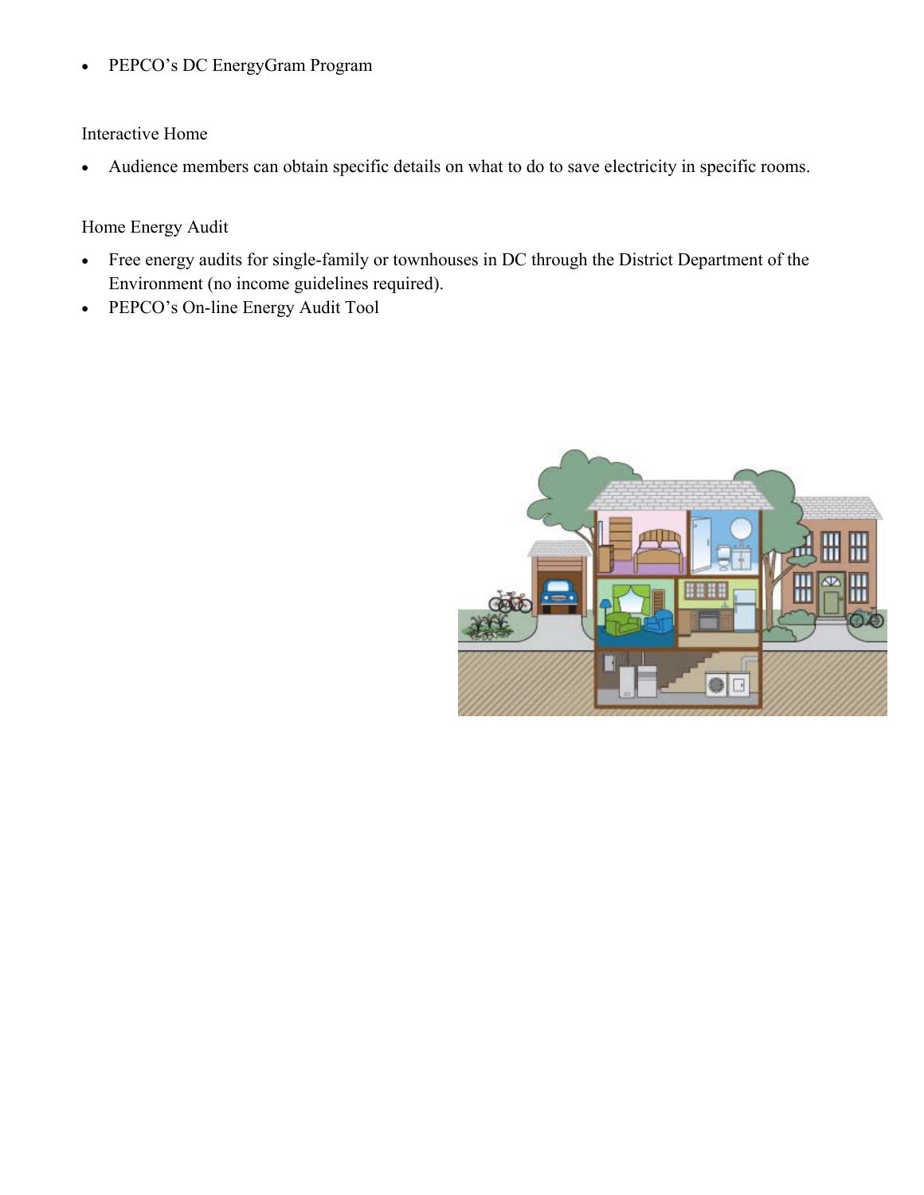- PEPCO's DC EnergyGram Program

Interactive Home

- Audience members can obtain specific details on what to do to save electricity in specific rooms.

Home Energy Audit

- Free energy audits for single-family or townhouses in DC through the District Department of the Environment (no income guidelines required).
- PEPCO's On-line Energy Audit Tool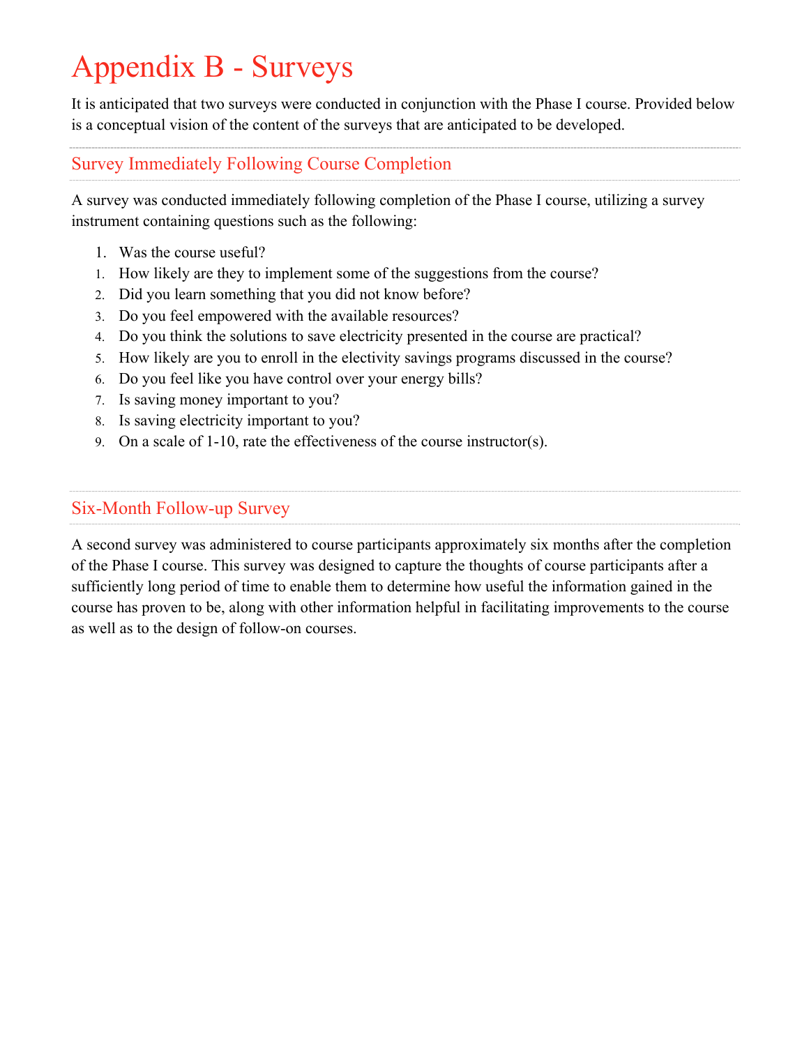# Appendix B - Surveys

It is anticipated that two surveys were conducted in conjunction with the Phase I course. Provided below is a conceptual vision of the content of the surveys that are anticipated to be developed.

## Survey Immediately Following Course Completion

A survey was conducted immediately following completion of the Phase I course, utilizing a survey instrument containing questions such as the following:

1. Was the course useful?
1. How likely are they to implement some of the suggestions from the course?
2. Did you learn something that you did not know before?
3. Do you feel empowered with the available resources?
4. Do you think the solutions to save electricity presented in the course are practical?
5. How likely are you to enroll in the electivity savings programs discussed in the course?
6. Do you feel like you have control over your energy bills?
7. Is saving money important to you?
8. Is saving electricity important to you?
9. On a scale of 1-10, rate the effectiveness of the course instructor(s).

## Six-Month Follow-up Survey

A second survey was administered to course participants approximately six months after the completion of the Phase I course. This survey was designed to capture the thoughts of course participants after a sufficiently long period of time to enable them to determine how useful the information gained in the course has proven to be, along with other information helpful in facilitating improvements to the course as well as to the design of follow-on courses.